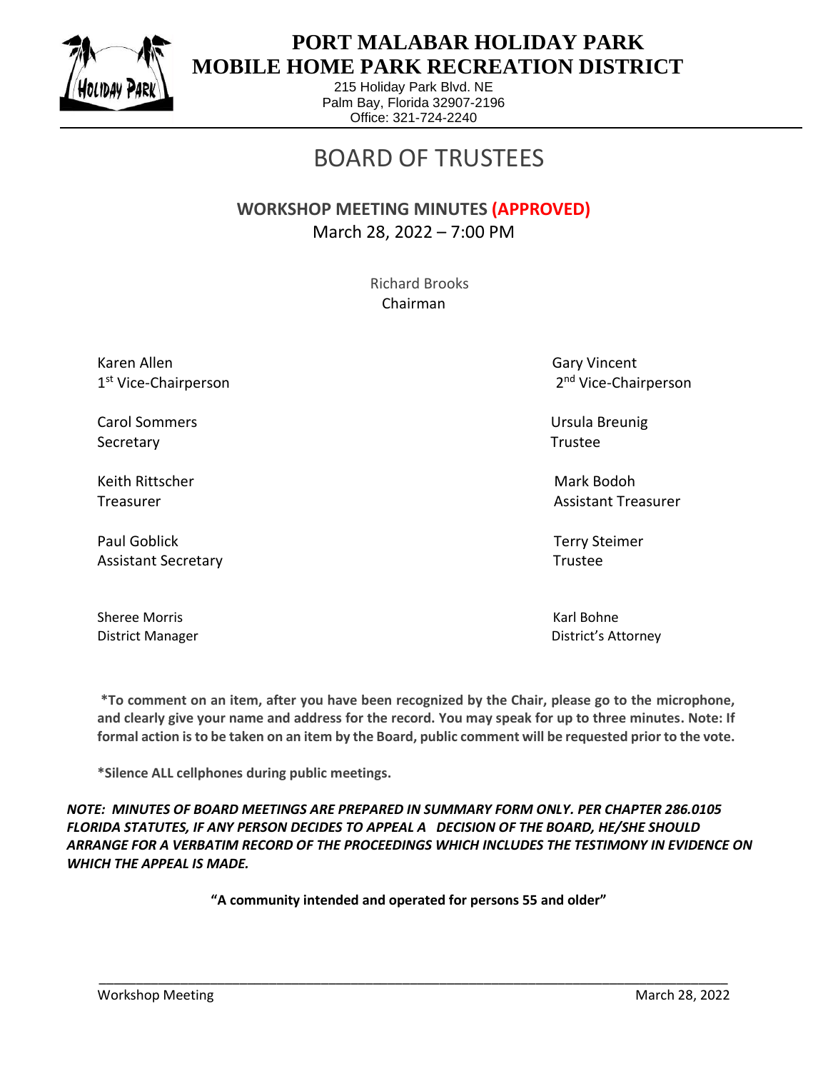# PORT MALABAR HOLIDAY PARK
# MOBILE HOME PARK RECREATION DISTRICT

215 Holiday Park Blvd. NE
Palm Bay, Florida 32907-2196
Office: 321-724-2240

## BOARD OF TRUSTEES

### WORKSHOP MEETING MINUTES (APPROVED)

March 28, 2022 – 7:00 PM

Richard Brooks
Chairman

| | |
|---|---|
| Karen Allen<br>1st Vice-Chairperson | Gary Vincent<br>2nd Vice-Chairperson |
| Carol Sommers<br>Secretary | Ursula Breunig<br>Trustee |
| Keith Rittscher<br>Treasurer | Mark Bodoh<br>Assistant Treasurer |
| Paul Goblick<br>Assistant Secretary | Terry Steimer<br>Trustee |
| Sheree Morris<br>District Manager | Karl Bohne<br>District's Attorney |

**\*To comment on an item, after you have been recognized by the Chair, please go to the microphone, and clearly give your name and address for the record. You may speak for up to three minutes. Note: If formal action is to be taken on an item by the Board, public comment will be requested prior to the vote.**

**\*Silence ALL cellphones during public meetings.**

***NOTE: MINUTES OF BOARD MEETINGS ARE PREPARED IN SUMMARY FORM ONLY. PER CHAPTER 286.0105 FLORIDA STATUTES, IF ANY PERSON DECIDES TO APPEAL A DECISION OF THE BOARD, HE/SHE SHOULD ARRANGE FOR A VERBATIM RECORD OF THE PROCEEDINGS WHICH INCLUDES THE TESTIMONY IN EVIDENCE ON WHICH THE APPEAL IS MADE.***

**"A community intended and operated for persons 55 and older"**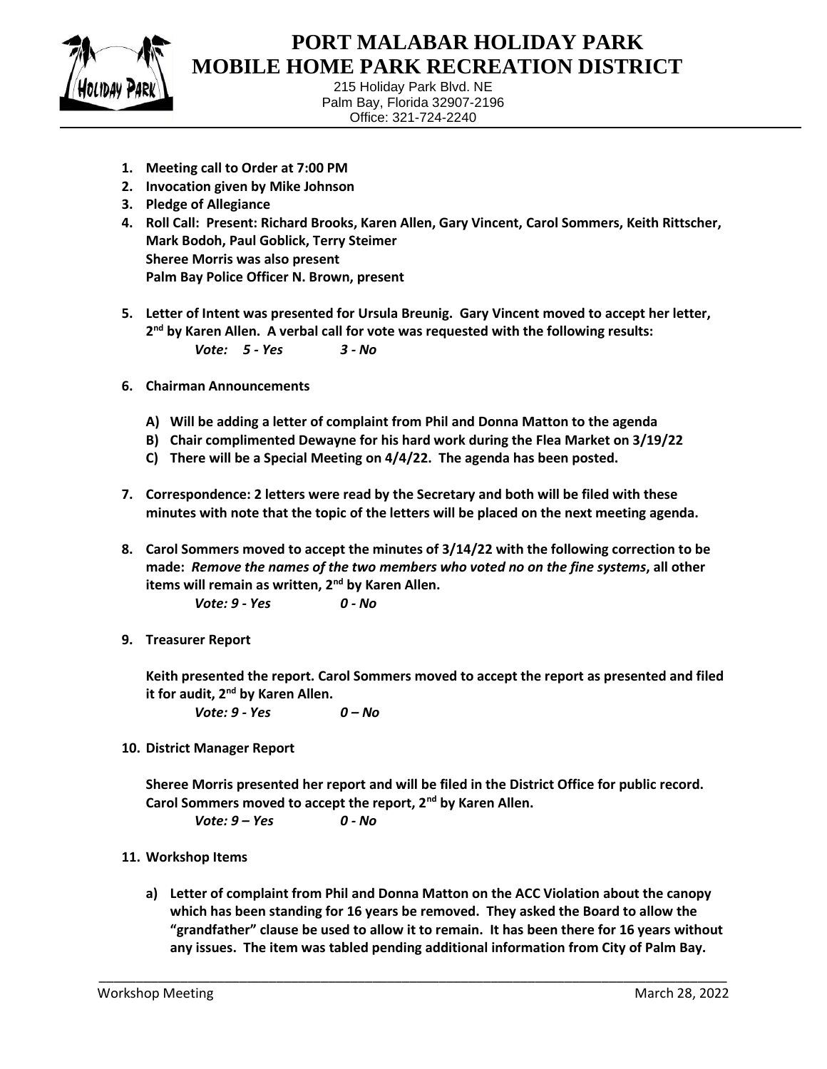# PORT MALABAR HOLIDAY PARK
# MOBILE HOME PARK RECREATION DISTRICT

215 Holiday Park Blvd. NE
Palm Bay, Florida 32907-2196
Office: 321-724-2240

1. **Meeting call to Order at 7:00 PM**
2. **Invocation given by Mike Johnson**
3. **Pledge of Allegiance**
4. **Roll Call: Present: Richard Brooks, Karen Allen, Gary Vincent, Carol Sommers, Keith Rittscher, Mark Bodoh, Paul Goblick, Terry Steimer**
   **Sheree Morris was also present**
   **Palm Bay Police Officer N. Brown, present**

5. **Letter of Intent was presented for Ursula Breunig. Gary Vincent moved to accept her letter, 2nd by Karen Allen. A verbal call for vote was requested with the following results:**
   ***Vote: 5 - Yes 3 - No***

6. **Chairman Announcements**

   A) **Will be adding a letter of complaint from Phil and Donna Matton to the agenda**
   B) **Chair complimented Dewayne for his hard work during the Flea Market on 3/19/22**
   C) **There will be a Special Meeting on 4/4/22. The agenda has been posted.**

7. **Correspondence: 2 letters were read by the Secretary and both will be filed with these minutes with note that the topic of the letters will be placed on the next meeting agenda.**

8. **Carol Sommers moved to accept the minutes of 3/14/22 with the following correction to be made: *Remove the names of the two members who voted no on the fine systems*, all other items will remain as written, 2nd by Karen Allen.**
   ***Vote: 9 - Yes 0 - No***

9. **Treasurer Report**

   **Keith presented the report. Carol Sommers moved to accept the report as presented and filed it for audit, 2nd by Karen Allen.**
   ***Vote: 9 - Yes 0 – No***

10. **District Manager Report**

    **Sheree Morris presented her report and will be filed in the District Office for public record. Carol Sommers moved to accept the report, 2nd by Karen Allen.**
    ***Vote: 9 – Yes 0 - No***

11. **Workshop Items**

    a) **Letter of complaint from Phil and Donna Matton on the ACC Violation about the canopy which has been standing for 16 years be removed. They asked the Board to allow the "grandfather" clause be used to allow it to remain. It has been there for 16 years without any issues. The item was tabled pending additional information from City of Palm Bay.**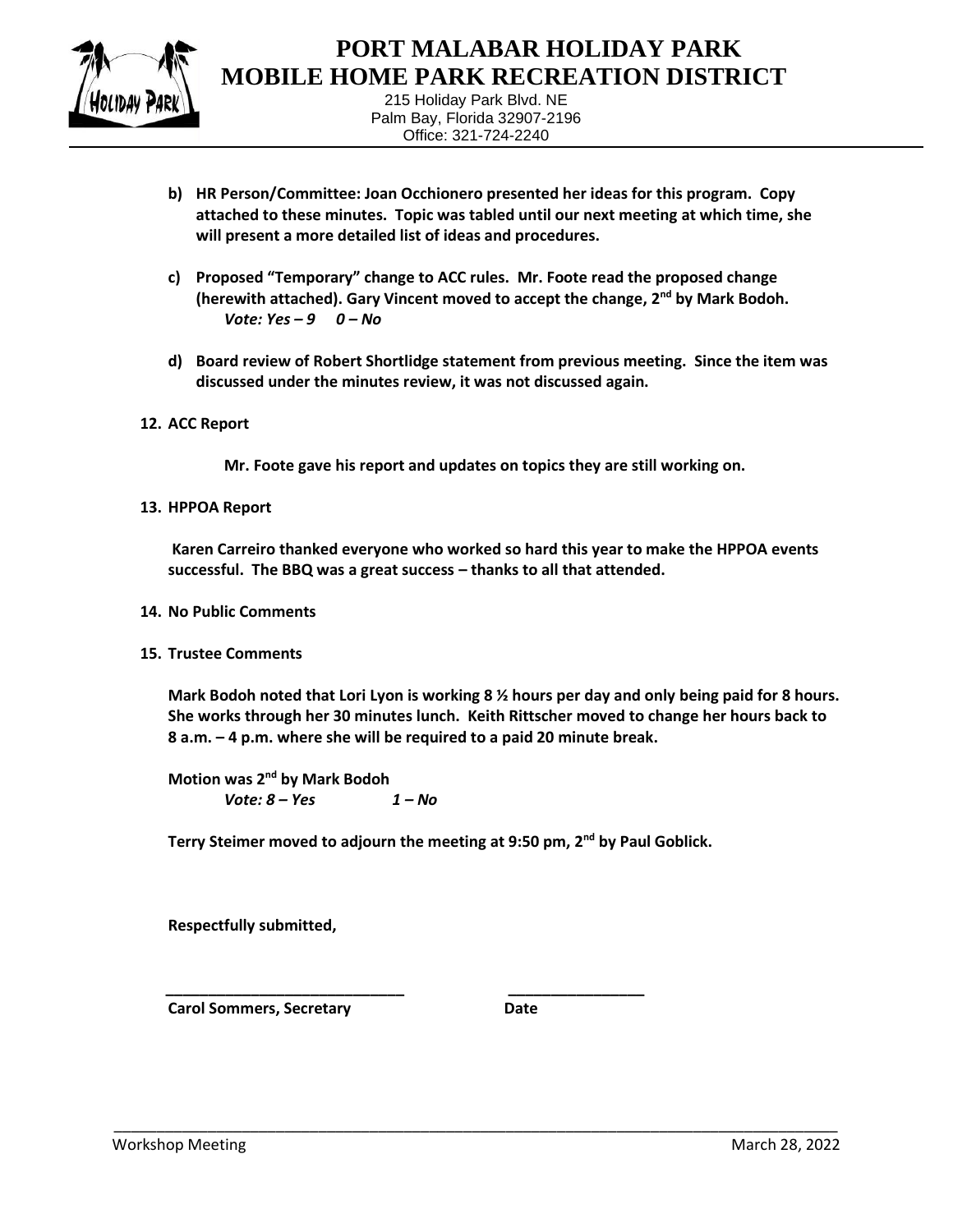b) **HR Person/Committee: Joan Occhionero presented her ideas for this program. Copy attached to these minutes. Topic was tabled until our next meeting at which time, she will present a more detailed list of ideas and procedures.**

c) **Proposed "Temporary" change to ACC rules. Mr. Foote read the proposed change (herewith attached). Gary Vincent moved to accept the change, 2nd by Mark Bodoh.**
   ***Vote: Yes – 9   0 – No***

d) **Board review of Robert Shortlidge statement from previous meeting. Since the item was discussed under the minutes review, it was not discussed again.**

**12. ACC Report**

**Mr. Foote gave his report and updates on topics they are still working on.**

**13. HPPOA Report**

**Karen Carreiro thanked everyone who worked so hard this year to make the HPPOA events successful. The BBQ was a great success – thanks to all that attended.**

**14. No Public Comments**

**15. Trustee Comments**

**Mark Bodoh noted that Lori Lyon is working 8 ½ hours per day and only being paid for 8 hours. She works through her 30 minutes lunch. Keith Rittscher moved to change her hours back to 8 a.m. – 4 p.m. where she will be required to a paid 20 minute break.**

**Motion was 2nd by Mark Bodoh**
***Vote: 8 – Yes   1 – No***

**Terry Steimer moved to adjourn the meeting at 9:50 pm, 2nd by Paul Goblick.**

**Respectfully submitted,**

\_\_\_\_\_\_\_\_\_\_\_\_\_\_\_\_\_\_\_\_\_\_\_\_\_\_\_\_   \_\_\_\_\_\_\_\_\_\_\_\_\_\_\_\_

**Carol Sommers, Secretary**   **Date**